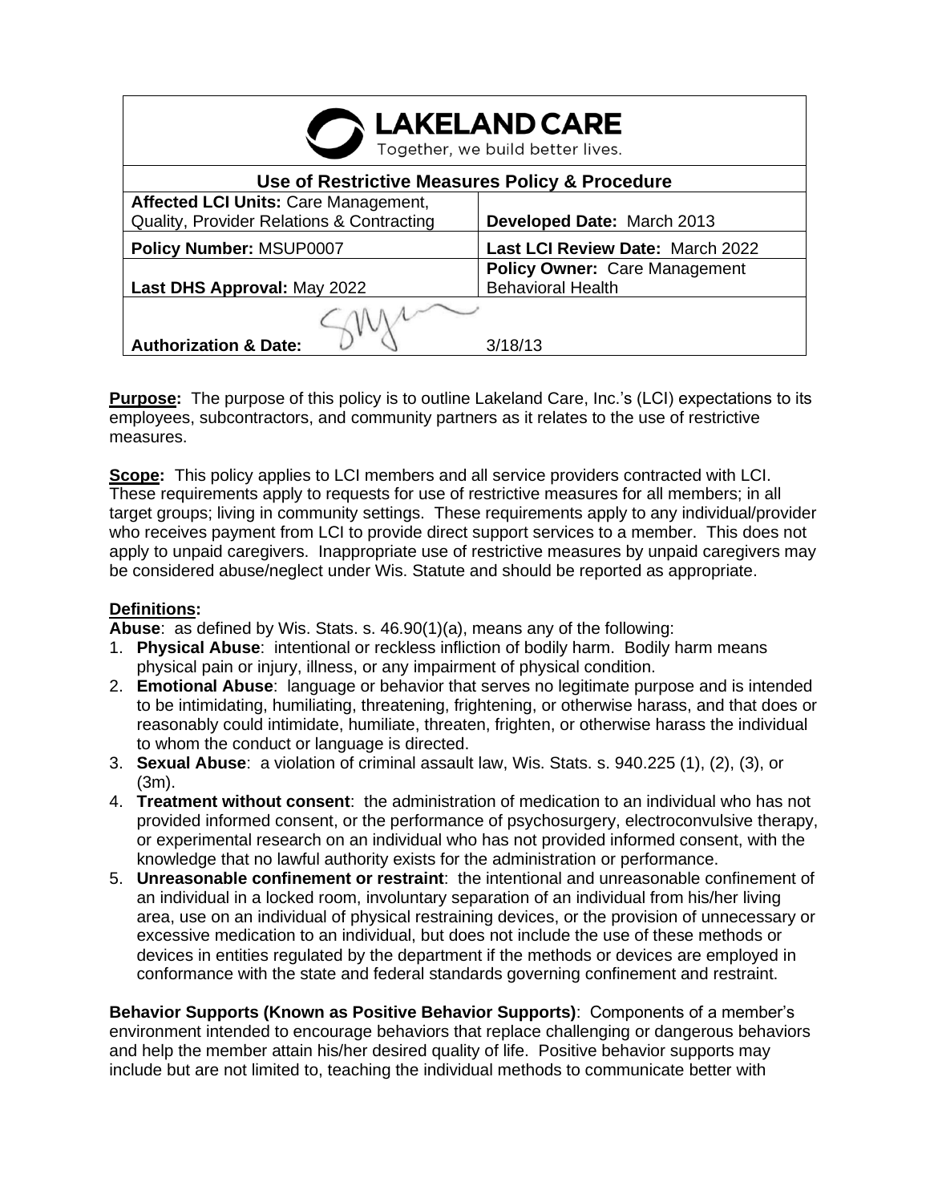| **LAKELAND CARE** Together, we build better lives. | |
|---|---|
| **Use of Restrictive Measures Policy & Procedure** | |
| **Affected LCI Units:** Care Management, Quality, Provider Relations & Contracting | **Developed Date:** March 2013 |
| **Policy Number:** MSUP0007 | **Last LCI Review Date:** March 2022 |
| **Last DHS Approval:** May 2022 | **Policy Owner:** Care Management Behavioral Health |
| **Authorization & Date:** | 3/18/13 |

**Purpose:** The purpose of this policy is to outline Lakeland Care, Inc.'s (LCI) expectations to its employees, subcontractors, and community partners as it relates to the use of restrictive measures.

**Scope:** This policy applies to LCI members and all service providers contracted with LCI. These requirements apply to requests for use of restrictive measures for all members; in all target groups; living in community settings. These requirements apply to any individual/provider who receives payment from LCI to provide direct support services to a member. This does not apply to unpaid caregivers. Inappropriate use of restrictive measures by unpaid caregivers may be considered abuse/neglect under Wis. Statute and should be reported as appropriate.

## Definitions:

**Abuse**: as defined by Wis. Stats. s. 46.90(1)(a), means any of the following:

1. **Physical Abuse**: intentional or reckless infliction of bodily harm. Bodily harm means physical pain or injury, illness, or any impairment of physical condition.
2. **Emotional Abuse**: language or behavior that serves no legitimate purpose and is intended to be intimidating, humiliating, threatening, frightening, or otherwise harass, and that does or reasonably could intimidate, humiliate, threaten, frighten, or otherwise harass the individual to whom the conduct or language is directed.
3. **Sexual Abuse**: a violation of criminal assault law, Wis. Stats. s. 940.225 (1), (2), (3), or (3m).
4. **Treatment without consent**: the administration of medication to an individual who has not provided informed consent, or the performance of psychosurgery, electroconvulsive therapy, or experimental research on an individual who has not provided informed consent, with the knowledge that no lawful authority exists for the administration or performance.
5. **Unreasonable confinement or restraint**: the intentional and unreasonable confinement of an individual in a locked room, involuntary separation of an individual from his/her living area, use on an individual of physical restraining devices, or the provision of unnecessary or excessive medication to an individual, but does not include the use of these methods or devices in entities regulated by the department if the methods or devices are employed in conformance with the state and federal standards governing confinement and restraint.

**Behavior Supports (Known as Positive Behavior Supports)**: Components of a member's environment intended to encourage behaviors that replace challenging or dangerous behaviors and help the member attain his/her desired quality of life. Positive behavior supports may include but are not limited to, teaching the individual methods to communicate better with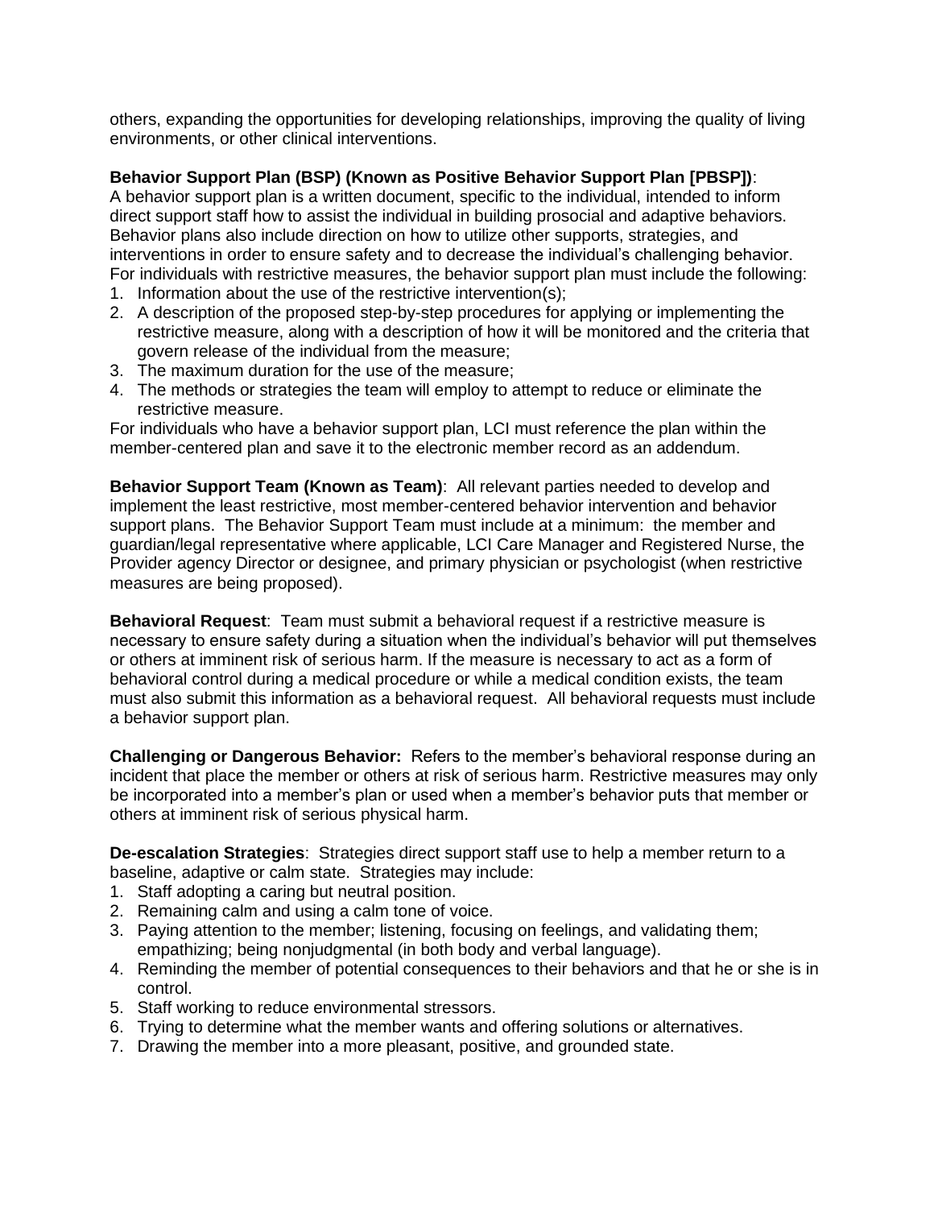others, expanding the opportunities for developing relationships, improving the quality of living environments, or other clinical interventions.

**Behavior Support Plan (BSP) (Known as Positive Behavior Support Plan [PBSP])**: A behavior support plan is a written document, specific to the individual, intended to inform direct support staff how to assist the individual in building prosocial and adaptive behaviors. Behavior plans also include direction on how to utilize other supports, strategies, and interventions in order to ensure safety and to decrease the individual's challenging behavior. For individuals with restrictive measures, the behavior support plan must include the following:

1. Information about the use of the restrictive intervention(s);
2. A description of the proposed step-by-step procedures for applying or implementing the restrictive measure, along with a description of how it will be monitored and the criteria that govern release of the individual from the measure;
3. The maximum duration for the use of the measure;
4. The methods or strategies the team will employ to attempt to reduce or eliminate the restrictive measure.

For individuals who have a behavior support plan, LCI must reference the plan within the member-centered plan and save it to the electronic member record as an addendum.

**Behavior Support Team (Known as Team)**: All relevant parties needed to develop and implement the least restrictive, most member-centered behavior intervention and behavior support plans. The Behavior Support Team must include at a minimum: the member and guardian/legal representative where applicable, LCI Care Manager and Registered Nurse, the Provider agency Director or designee, and primary physician or psychologist (when restrictive measures are being proposed).

**Behavioral Request**: Team must submit a behavioral request if a restrictive measure is necessary to ensure safety during a situation when the individual's behavior will put themselves or others at imminent risk of serious harm. If the measure is necessary to act as a form of behavioral control during a medical procedure or while a medical condition exists, the team must also submit this information as a behavioral request. All behavioral requests must include a behavior support plan.

**Challenging or Dangerous Behavior:** Refers to the member's behavioral response during an incident that place the member or others at risk of serious harm. Restrictive measures may only be incorporated into a member's plan or used when a member's behavior puts that member or others at imminent risk of serious physical harm.

**De-escalation Strategies**: Strategies direct support staff use to help a member return to a baseline, adaptive or calm state. Strategies may include:

1. Staff adopting a caring but neutral position.
2. Remaining calm and using a calm tone of voice.
3. Paying attention to the member; listening, focusing on feelings, and validating them; empathizing; being nonjudgmental (in both body and verbal language).
4. Reminding the member of potential consequences to their behaviors and that he or she is in control.
5. Staff working to reduce environmental stressors.
6. Trying to determine what the member wants and offering solutions or alternatives.
7. Drawing the member into a more pleasant, positive, and grounded state.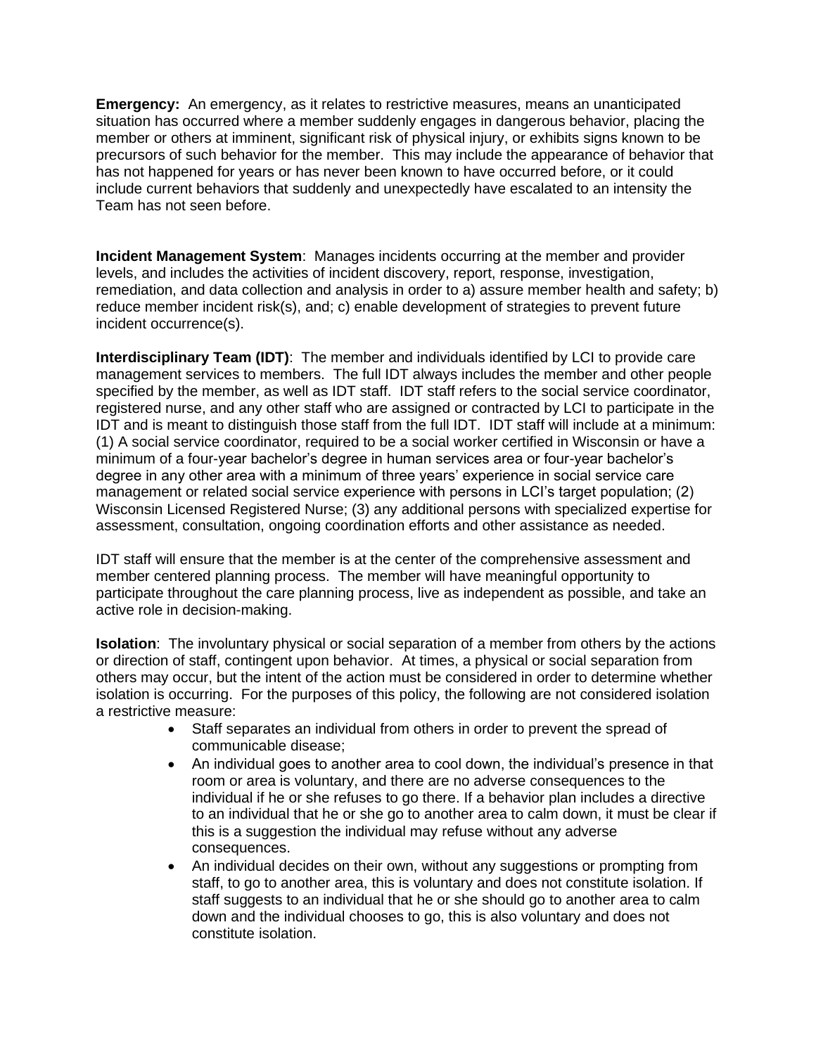**Emergency:** An emergency, as it relates to restrictive measures, means an unanticipated situation has occurred where a member suddenly engages in dangerous behavior, placing the member or others at imminent, significant risk of physical injury, or exhibits signs known to be precursors of such behavior for the member. This may include the appearance of behavior that has not happened for years or has never been known to have occurred before, or it could include current behaviors that suddenly and unexpectedly have escalated to an intensity the Team has not seen before.

**Incident Management System**: Manages incidents occurring at the member and provider levels, and includes the activities of incident discovery, report, response, investigation, remediation, and data collection and analysis in order to a) assure member health and safety; b) reduce member incident risk(s), and; c) enable development of strategies to prevent future incident occurrence(s).

**Interdisciplinary Team (IDT)**: The member and individuals identified by LCI to provide care management services to members. The full IDT always includes the member and other people specified by the member, as well as IDT staff. IDT staff refers to the social service coordinator, registered nurse, and any other staff who are assigned or contracted by LCI to participate in the IDT and is meant to distinguish those staff from the full IDT. IDT staff will include at a minimum: (1) A social service coordinator, required to be a social worker certified in Wisconsin or have a minimum of a four-year bachelor's degree in human services area or four-year bachelor's degree in any other area with a minimum of three years' experience in social service care management or related social service experience with persons in LCI's target population; (2) Wisconsin Licensed Registered Nurse; (3) any additional persons with specialized expertise for assessment, consultation, ongoing coordination efforts and other assistance as needed.

IDT staff will ensure that the member is at the center of the comprehensive assessment and member centered planning process. The member will have meaningful opportunity to participate throughout the care planning process, live as independent as possible, and take an active role in decision-making.

**Isolation**: The involuntary physical or social separation of a member from others by the actions or direction of staff, contingent upon behavior. At times, a physical or social separation from others may occur, but the intent of the action must be considered in order to determine whether isolation is occurring. For the purposes of this policy, the following are not considered isolation a restrictive measure:

- Staff separates an individual from others in order to prevent the spread of communicable disease;
- An individual goes to another area to cool down, the individual's presence in that room or area is voluntary, and there are no adverse consequences to the individual if he or she refuses to go there. If a behavior plan includes a directive to an individual that he or she go to another area to calm down, it must be clear if this is a suggestion the individual may refuse without any adverse consequences.
- An individual decides on their own, without any suggestions or prompting from staff, to go to another area, this is voluntary and does not constitute isolation. If staff suggests to an individual that he or she should go to another area to calm down and the individual chooses to go, this is also voluntary and does not constitute isolation.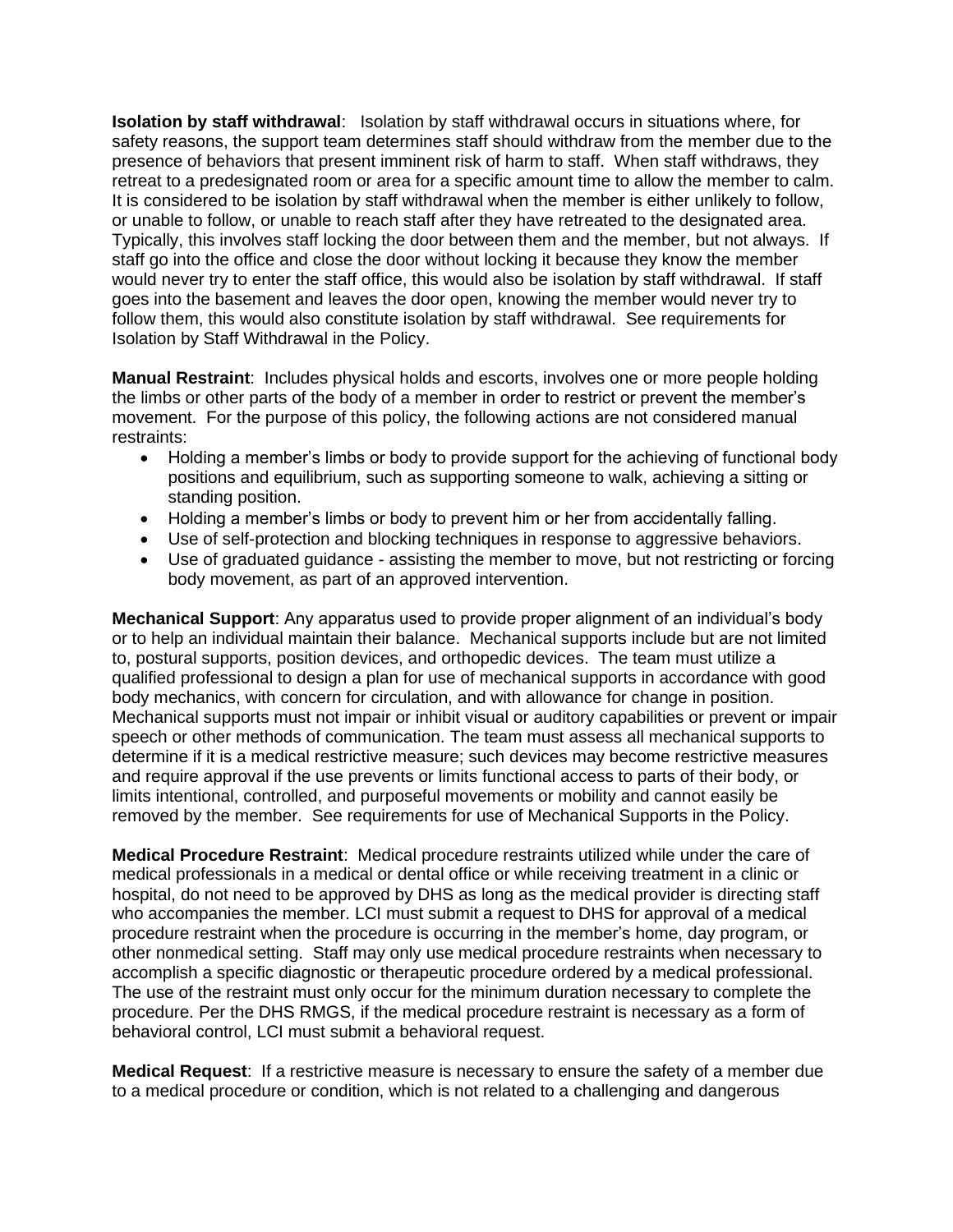**Isolation by staff withdrawal**: Isolation by staff withdrawal occurs in situations where, for safety reasons, the support team determines staff should withdraw from the member due to the presence of behaviors that present imminent risk of harm to staff. When staff withdraws, they retreat to a predesignated room or area for a specific amount time to allow the member to calm. It is considered to be isolation by staff withdrawal when the member is either unlikely to follow, or unable to follow, or unable to reach staff after they have retreated to the designated area. Typically, this involves staff locking the door between them and the member, but not always. If staff go into the office and close the door without locking it because they know the member would never try to enter the staff office, this would also be isolation by staff withdrawal. If staff goes into the basement and leaves the door open, knowing the member would never try to follow them, this would also constitute isolation by staff withdrawal. See requirements for Isolation by Staff Withdrawal in the Policy.

**Manual Restraint**: Includes physical holds and escorts, involves one or more people holding the limbs or other parts of the body of a member in order to restrict or prevent the member's movement. For the purpose of this policy, the following actions are not considered manual restraints:

- Holding a member's limbs or body to provide support for the achieving of functional body positions and equilibrium, such as supporting someone to walk, achieving a sitting or standing position.
- Holding a member's limbs or body to prevent him or her from accidentally falling.
- Use of self-protection and blocking techniques in response to aggressive behaviors.
- Use of graduated guidance - assisting the member to move, but not restricting or forcing body movement, as part of an approved intervention.

**Mechanical Support**: Any apparatus used to provide proper alignment of an individual's body or to help an individual maintain their balance. Mechanical supports include but are not limited to, postural supports, position devices, and orthopedic devices. The team must utilize a qualified professional to design a plan for use of mechanical supports in accordance with good body mechanics, with concern for circulation, and with allowance for change in position. Mechanical supports must not impair or inhibit visual or auditory capabilities or prevent or impair speech or other methods of communication. The team must assess all mechanical supports to determine if it is a medical restrictive measure; such devices may become restrictive measures and require approval if the use prevents or limits functional access to parts of their body, or limits intentional, controlled, and purposeful movements or mobility and cannot easily be removed by the member. See requirements for use of Mechanical Supports in the Policy.

**Medical Procedure Restraint**: Medical procedure restraints utilized while under the care of medical professionals in a medical or dental office or while receiving treatment in a clinic or hospital, do not need to be approved by DHS as long as the medical provider is directing staff who accompanies the member. LCI must submit a request to DHS for approval of a medical procedure restraint when the procedure is occurring in the member's home, day program, or other nonmedical setting. Staff may only use medical procedure restraints when necessary to accomplish a specific diagnostic or therapeutic procedure ordered by a medical professional. The use of the restraint must only occur for the minimum duration necessary to complete the procedure. Per the DHS RMGS, if the medical procedure restraint is necessary as a form of behavioral control, LCI must submit a behavioral request.

**Medical Request**: If a restrictive measure is necessary to ensure the safety of a member due to a medical procedure or condition, which is not related to a challenging and dangerous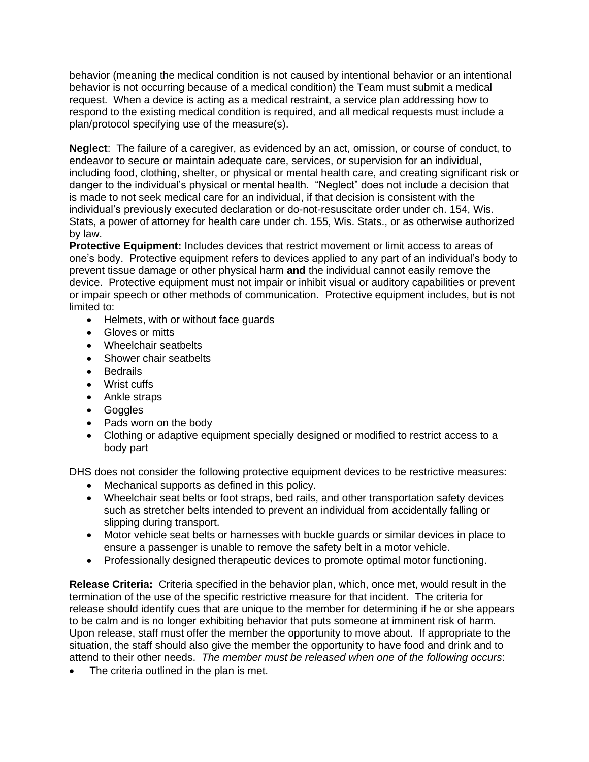behavior (meaning the medical condition is not caused by intentional behavior or an intentional behavior is not occurring because of a medical condition) the Team must submit a medical request. When a device is acting as a medical restraint, a service plan addressing how to respond to the existing medical condition is required, and all medical requests must include a plan/protocol specifying use of the measure(s).

**Neglect**: The failure of a caregiver, as evidenced by an act, omission, or course of conduct, to endeavor to secure or maintain adequate care, services, or supervision for an individual, including food, clothing, shelter, or physical or mental health care, and creating significant risk or danger to the individual's physical or mental health. "Neglect" does not include a decision that is made to not seek medical care for an individual, if that decision is consistent with the individual's previously executed declaration or do-not-resuscitate order under ch. 154, Wis. Stats, a power of attorney for health care under ch. 155, Wis. Stats., or as otherwise authorized by law.

**Protective Equipment:** Includes devices that restrict movement or limit access to areas of one's body. Protective equipment refers to devices applied to any part of an individual's body to prevent tissue damage or other physical harm **and** the individual cannot easily remove the device. Protective equipment must not impair or inhibit visual or auditory capabilities or prevent or impair speech or other methods of communication. Protective equipment includes, but is not limited to:

- Helmets, with or without face guards
- Gloves or mitts
- Wheelchair seatbelts
- Shower chair seatbelts
- Bedrails
- Wrist cuffs
- Ankle straps
- Goggles
- Pads worn on the body
- Clothing or adaptive equipment specially designed or modified to restrict access to a body part

DHS does not consider the following protective equipment devices to be restrictive measures:

- Mechanical supports as defined in this policy.
- Wheelchair seat belts or foot straps, bed rails, and other transportation safety devices such as stretcher belts intended to prevent an individual from accidentally falling or slipping during transport.
- Motor vehicle seat belts or harnesses with buckle guards or similar devices in place to ensure a passenger is unable to remove the safety belt in a motor vehicle.
- Professionally designed therapeutic devices to promote optimal motor functioning.

**Release Criteria:** Criteria specified in the behavior plan, which, once met, would result in the termination of the use of the specific restrictive measure for that incident. The criteria for release should identify cues that are unique to the member for determining if he or she appears to be calm and is no longer exhibiting behavior that puts someone at imminent risk of harm. Upon release, staff must offer the member the opportunity to move about. If appropriate to the situation, the staff should also give the member the opportunity to have food and drink and to attend to their other needs. *The member must be released when one of the following occurs*:

- The criteria outlined in the plan is met.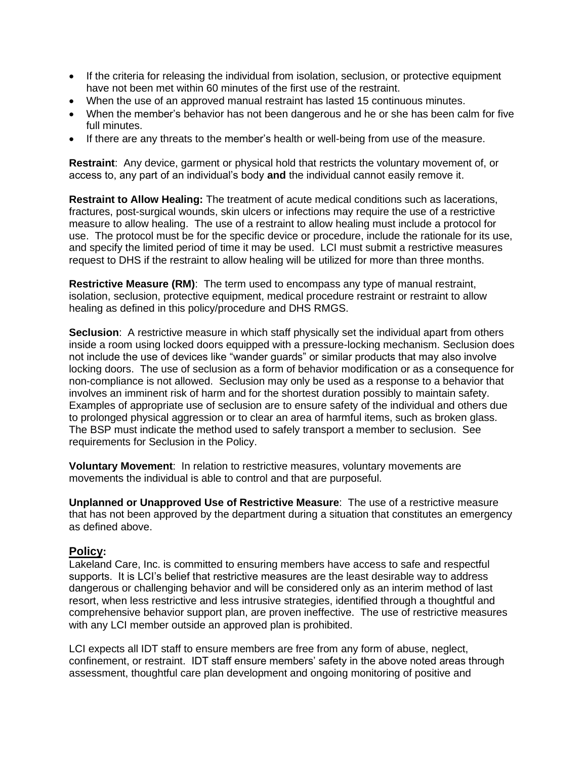- If the criteria for releasing the individual from isolation, seclusion, or protective equipment have not been met within 60 minutes of the first use of the restraint.
- When the use of an approved manual restraint has lasted 15 continuous minutes.
- When the member's behavior has not been dangerous and he or she has been calm for five full minutes.
- If there are any threats to the member's health or well-being from use of the measure.

**Restraint**: Any device, garment or physical hold that restricts the voluntary movement of, or access to, any part of an individual's body **and** the individual cannot easily remove it.

**Restraint to Allow Healing:** The treatment of acute medical conditions such as lacerations, fractures, post-surgical wounds, skin ulcers or infections may require the use of a restrictive measure to allow healing. The use of a restraint to allow healing must include a protocol for use. The protocol must be for the specific device or procedure, include the rationale for its use, and specify the limited period of time it may be used. LCI must submit a restrictive measures request to DHS if the restraint to allow healing will be utilized for more than three months.

**Restrictive Measure (RM)**: The term used to encompass any type of manual restraint, isolation, seclusion, protective equipment, medical procedure restraint or restraint to allow healing as defined in this policy/procedure and DHS RMGS.

**Seclusion**: A restrictive measure in which staff physically set the individual apart from others inside a room using locked doors equipped with a pressure-locking mechanism. Seclusion does not include the use of devices like "wander guards" or similar products that may also involve locking doors. The use of seclusion as a form of behavior modification or as a consequence for non-compliance is not allowed. Seclusion may only be used as a response to a behavior that involves an imminent risk of harm and for the shortest duration possibly to maintain safety. Examples of appropriate use of seclusion are to ensure safety of the individual and others due to prolonged physical aggression or to clear an area of harmful items, such as broken glass. The BSP must indicate the method used to safely transport a member to seclusion. See requirements for Seclusion in the Policy.

**Voluntary Movement**: In relation to restrictive measures, voluntary movements are movements the individual is able to control and that are purposeful.

**Unplanned or Unapproved Use of Restrictive Measure**: The use of a restrictive measure that has not been approved by the department during a situation that constitutes an emergency as defined above.

## Policy:

Lakeland Care, Inc. is committed to ensuring members have access to safe and respectful supports. It is LCI's belief that restrictive measures are the least desirable way to address dangerous or challenging behavior and will be considered only as an interim method of last resort, when less restrictive and less intrusive strategies, identified through a thoughtful and comprehensive behavior support plan, are proven ineffective. The use of restrictive measures with any LCI member outside an approved plan is prohibited.

LCI expects all IDT staff to ensure members are free from any form of abuse, neglect, confinement, or restraint. IDT staff ensure members' safety in the above noted areas through assessment, thoughtful care plan development and ongoing monitoring of positive and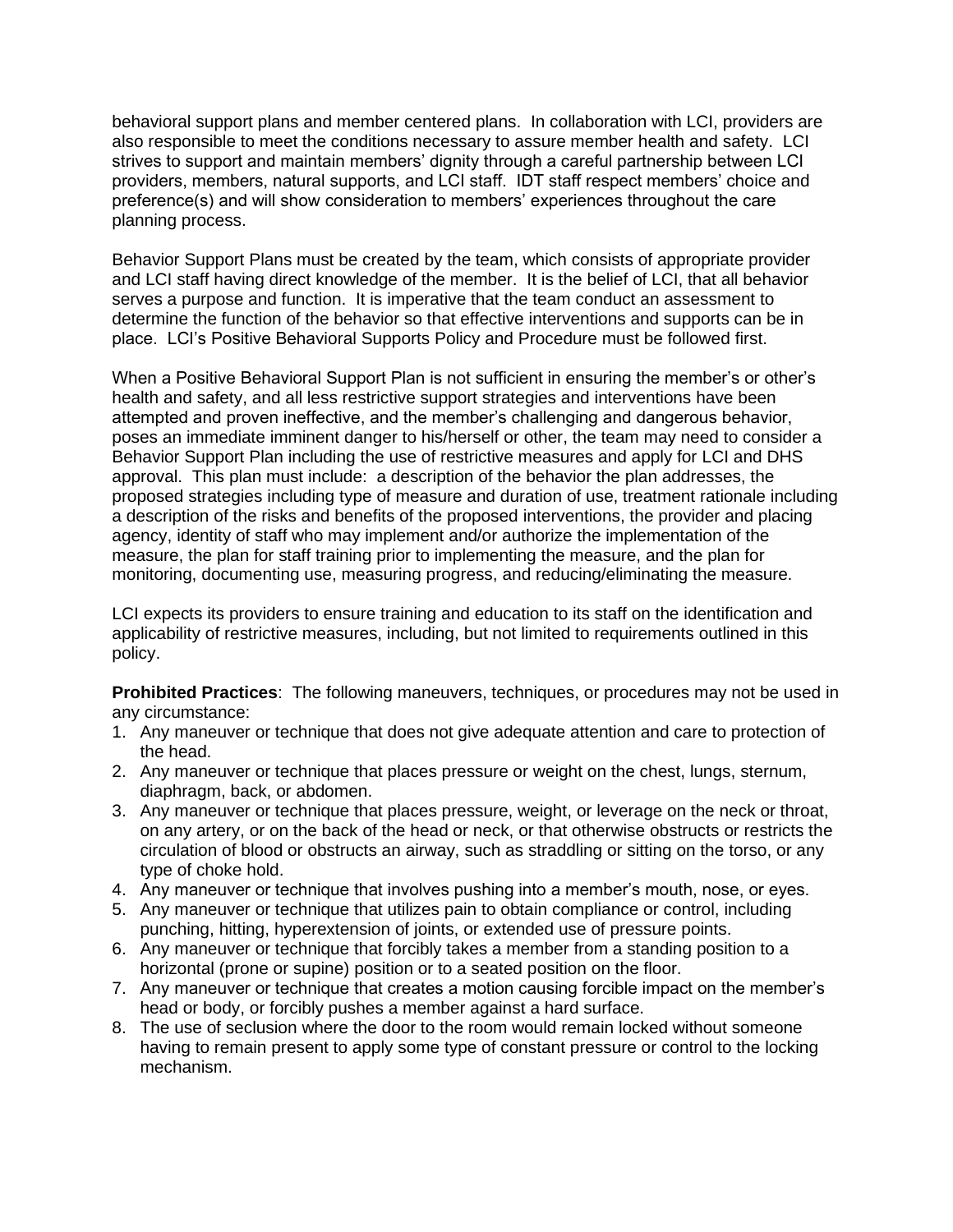behavioral support plans and member centered plans. In collaboration with LCI, providers are also responsible to meet the conditions necessary to assure member health and safety. LCI strives to support and maintain members' dignity through a careful partnership between LCI providers, members, natural supports, and LCI staff. IDT staff respect members' choice and preference(s) and will show consideration to members' experiences throughout the care planning process.

Behavior Support Plans must be created by the team, which consists of appropriate provider and LCI staff having direct knowledge of the member. It is the belief of LCI, that all behavior serves a purpose and function. It is imperative that the team conduct an assessment to determine the function of the behavior so that effective interventions and supports can be in place. LCI's Positive Behavioral Supports Policy and Procedure must be followed first.

When a Positive Behavioral Support Plan is not sufficient in ensuring the member's or other's health and safety, and all less restrictive support strategies and interventions have been attempted and proven ineffective, and the member's challenging and dangerous behavior, poses an immediate imminent danger to his/herself or other, the team may need to consider a Behavior Support Plan including the use of restrictive measures and apply for LCI and DHS approval. This plan must include: a description of the behavior the plan addresses, the proposed strategies including type of measure and duration of use, treatment rationale including a description of the risks and benefits of the proposed interventions, the provider and placing agency, identity of staff who may implement and/or authorize the implementation of the measure, the plan for staff training prior to implementing the measure, and the plan for monitoring, documenting use, measuring progress, and reducing/eliminating the measure.

LCI expects its providers to ensure training and education to its staff on the identification and applicability of restrictive measures, including, but not limited to requirements outlined in this policy.

**Prohibited Practices**: The following maneuvers, techniques, or procedures may not be used in any circumstance:

1. Any maneuver or technique that does not give adequate attention and care to protection of the head.
2. Any maneuver or technique that places pressure or weight on the chest, lungs, sternum, diaphragm, back, or abdomen.
3. Any maneuver or technique that places pressure, weight, or leverage on the neck or throat, on any artery, or on the back of the head or neck, or that otherwise obstructs or restricts the circulation of blood or obstructs an airway, such as straddling or sitting on the torso, or any type of choke hold.
4. Any maneuver or technique that involves pushing into a member's mouth, nose, or eyes.
5. Any maneuver or technique that utilizes pain to obtain compliance or control, including punching, hitting, hyperextension of joints, or extended use of pressure points.
6. Any maneuver or technique that forcibly takes a member from a standing position to a horizontal (prone or supine) position or to a seated position on the floor.
7. Any maneuver or technique that creates a motion causing forcible impact on the member's head or body, or forcibly pushes a member against a hard surface.
8. The use of seclusion where the door to the room would remain locked without someone having to remain present to apply some type of constant pressure or control to the locking mechanism.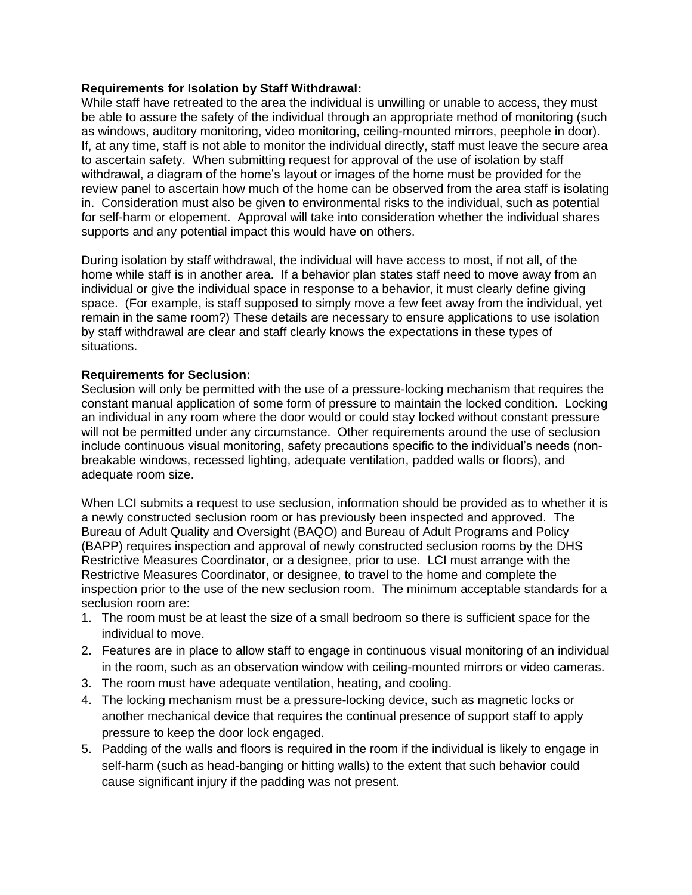**Requirements for Isolation by Staff Withdrawal:**
While staff have retreated to the area the individual is unwilling or unable to access, they must be able to assure the safety of the individual through an appropriate method of monitoring (such as windows, auditory monitoring, video monitoring, ceiling-mounted mirrors, peephole in door). If, at any time, staff is not able to monitor the individual directly, staff must leave the secure area to ascertain safety. When submitting request for approval of the use of isolation by staff withdrawal, a diagram of the home's layout or images of the home must be provided for the review panel to ascertain how much of the home can be observed from the area staff is isolating in. Consideration must also be given to environmental risks to the individual, such as potential for self-harm or elopement. Approval will take into consideration whether the individual shares supports and any potential impact this would have on others.

During isolation by staff withdrawal, the individual will have access to most, if not all, of the home while staff is in another area. If a behavior plan states staff need to move away from an individual or give the individual space in response to a behavior, it must clearly define giving space. (For example, is staff supposed to simply move a few feet away from the individual, yet remain in the same room?) These details are necessary to ensure applications to use isolation by staff withdrawal are clear and staff clearly knows the expectations in these types of situations.

**Requirements for Seclusion:**
Seclusion will only be permitted with the use of a pressure-locking mechanism that requires the constant manual application of some form of pressure to maintain the locked condition. Locking an individual in any room where the door would or could stay locked without constant pressure will not be permitted under any circumstance. Other requirements around the use of seclusion include continuous visual monitoring, safety precautions specific to the individual's needs (non-breakable windows, recessed lighting, adequate ventilation, padded walls or floors), and adequate room size.

When LCI submits a request to use seclusion, information should be provided as to whether it is a newly constructed seclusion room or has previously been inspected and approved. The Bureau of Adult Quality and Oversight (BAQO) and Bureau of Adult Programs and Policy (BAPP) requires inspection and approval of newly constructed seclusion rooms by the DHS Restrictive Measures Coordinator, or a designee, prior to use. LCI must arrange with the Restrictive Measures Coordinator, or designee, to travel to the home and complete the inspection prior to the use of the new seclusion room. The minimum acceptable standards for a seclusion room are:

1. The room must be at least the size of a small bedroom so there is sufficient space for the individual to move.
2. Features are in place to allow staff to engage in continuous visual monitoring of an individual in the room, such as an observation window with ceiling-mounted mirrors or video cameras.
3. The room must have adequate ventilation, heating, and cooling.
4. The locking mechanism must be a pressure-locking device, such as magnetic locks or another mechanical device that requires the continual presence of support staff to apply pressure to keep the door lock engaged.
5. Padding of the walls and floors is required in the room if the individual is likely to engage in self-harm (such as head-banging or hitting walls) to the extent that such behavior could cause significant injury if the padding was not present.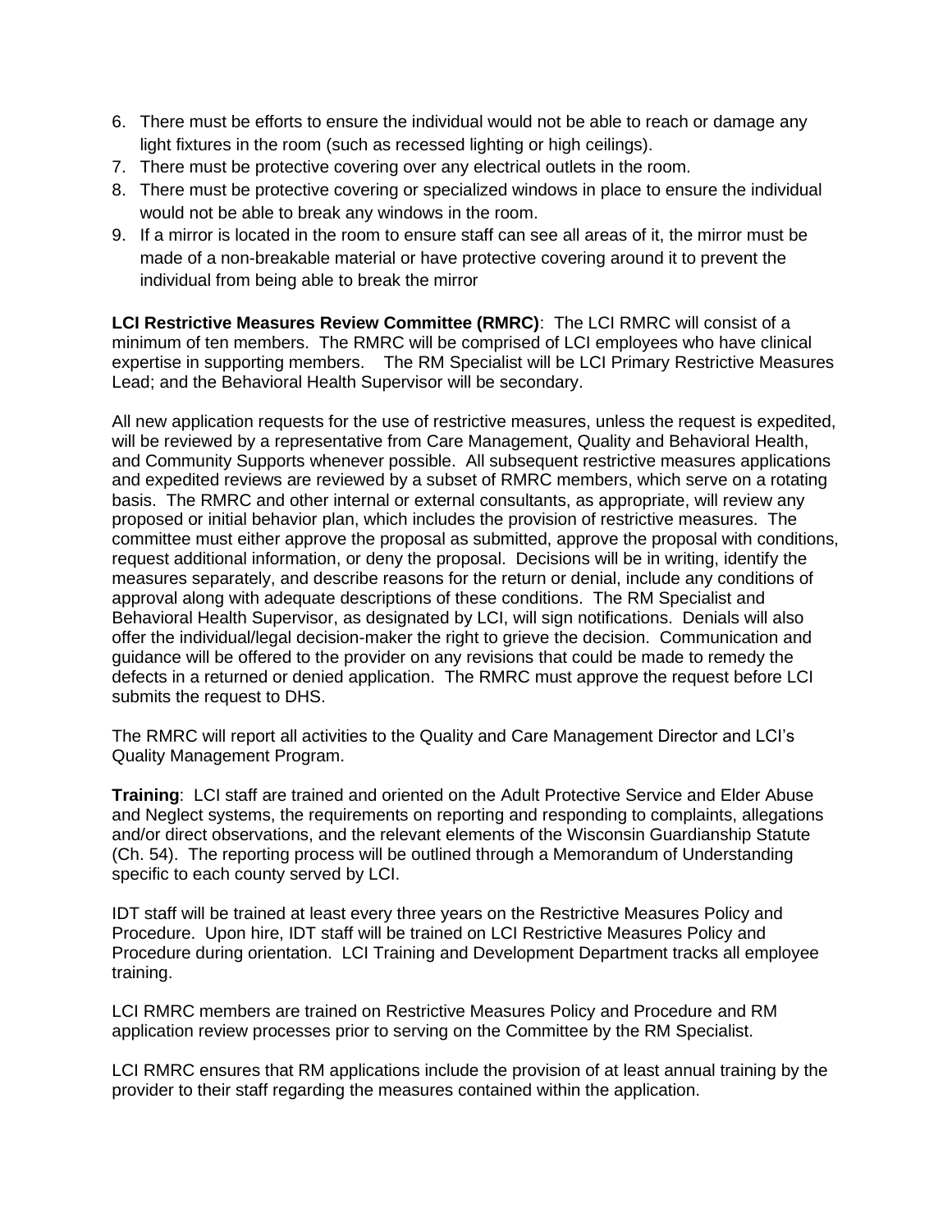6. There must be efforts to ensure the individual would not be able to reach or damage any light fixtures in the room (such as recessed lighting or high ceilings).
7. There must be protective covering over any electrical outlets in the room.
8. There must be protective covering or specialized windows in place to ensure the individual would not be able to break any windows in the room.
9. If a mirror is located in the room to ensure staff can see all areas of it, the mirror must be made of a non-breakable material or have protective covering around it to prevent the individual from being able to break the mirror

**LCI Restrictive Measures Review Committee (RMRC)**: The LCI RMRC will consist of a minimum of ten members. The RMRC will be comprised of LCI employees who have clinical expertise in supporting members. The RM Specialist will be LCI Primary Restrictive Measures Lead; and the Behavioral Health Supervisor will be secondary.

All new application requests for the use of restrictive measures, unless the request is expedited, will be reviewed by a representative from Care Management, Quality and Behavioral Health, and Community Supports whenever possible. All subsequent restrictive measures applications and expedited reviews are reviewed by a subset of RMRC members, which serve on a rotating basis. The RMRC and other internal or external consultants, as appropriate, will review any proposed or initial behavior plan, which includes the provision of restrictive measures. The committee must either approve the proposal as submitted, approve the proposal with conditions, request additional information, or deny the proposal. Decisions will be in writing, identify the measures separately, and describe reasons for the return or denial, include any conditions of approval along with adequate descriptions of these conditions. The RM Specialist and Behavioral Health Supervisor, as designated by LCI, will sign notifications. Denials will also offer the individual/legal decision-maker the right to grieve the decision. Communication and guidance will be offered to the provider on any revisions that could be made to remedy the defects in a returned or denied application. The RMRC must approve the request before LCI submits the request to DHS.

The RMRC will report all activities to the Quality and Care Management Director and LCI's Quality Management Program.

**Training**: LCI staff are trained and oriented on the Adult Protective Service and Elder Abuse and Neglect systems, the requirements on reporting and responding to complaints, allegations and/or direct observations, and the relevant elements of the Wisconsin Guardianship Statute (Ch. 54). The reporting process will be outlined through a Memorandum of Understanding specific to each county served by LCI.

IDT staff will be trained at least every three years on the Restrictive Measures Policy and Procedure. Upon hire, IDT staff will be trained on LCI Restrictive Measures Policy and Procedure during orientation. LCI Training and Development Department tracks all employee training.

LCI RMRC members are trained on Restrictive Measures Policy and Procedure and RM application review processes prior to serving on the Committee by the RM Specialist.

LCI RMRC ensures that RM applications include the provision of at least annual training by the provider to their staff regarding the measures contained within the application.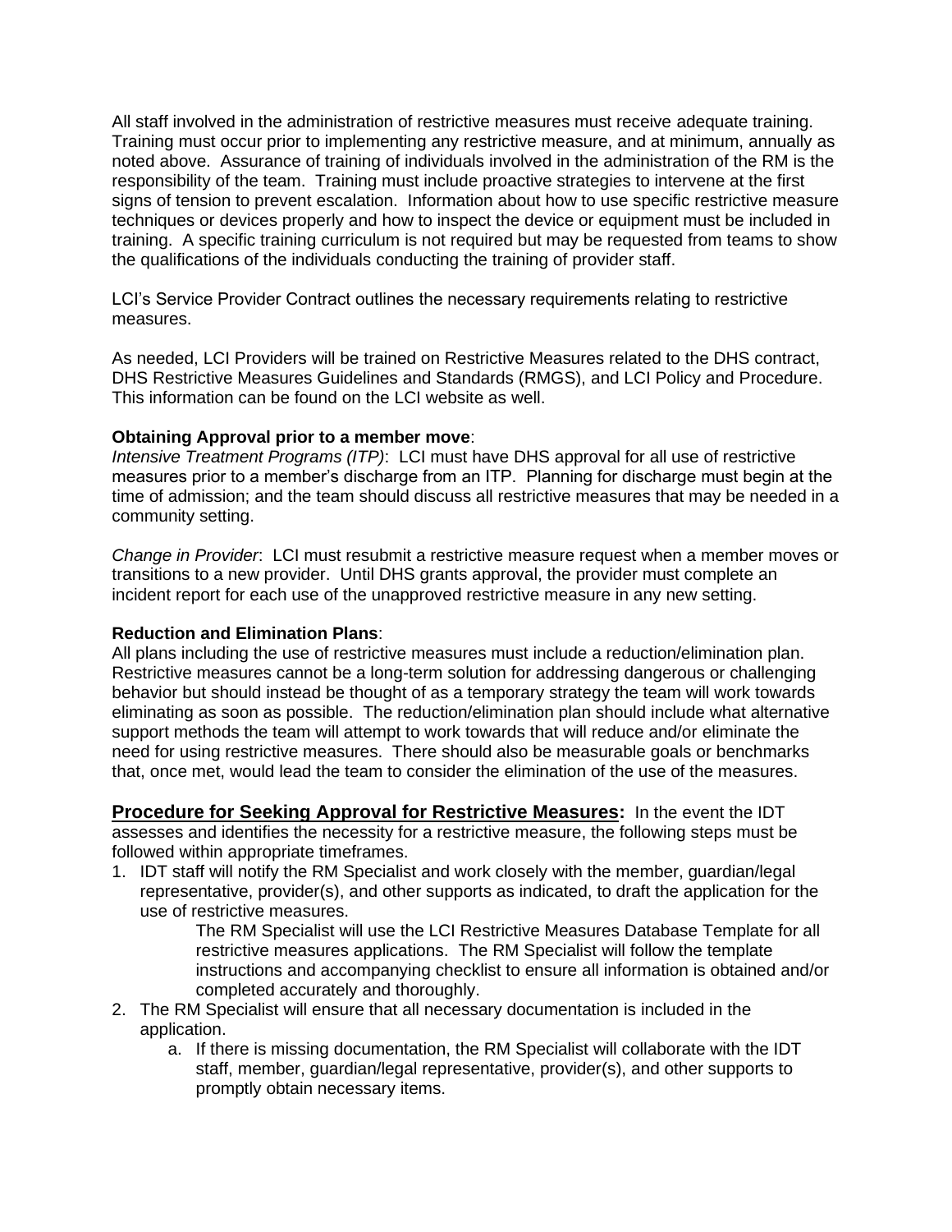All staff involved in the administration of restrictive measures must receive adequate training. Training must occur prior to implementing any restrictive measure, and at minimum, annually as noted above. Assurance of training of individuals involved in the administration of the RM is the responsibility of the team. Training must include proactive strategies to intervene at the first signs of tension to prevent escalation. Information about how to use specific restrictive measure techniques or devices properly and how to inspect the device or equipment must be included in training. A specific training curriculum is not required but may be requested from teams to show the qualifications of the individuals conducting the training of provider staff.

LCI's Service Provider Contract outlines the necessary requirements relating to restrictive measures.

As needed, LCI Providers will be trained on Restrictive Measures related to the DHS contract, DHS Restrictive Measures Guidelines and Standards (RMGS), and LCI Policy and Procedure. This information can be found on the LCI website as well.

**Obtaining Approval prior to a member move**:

*Intensive Treatment Programs (ITP)*: LCI must have DHS approval for all use of restrictive measures prior to a member's discharge from an ITP. Planning for discharge must begin at the time of admission; and the team should discuss all restrictive measures that may be needed in a community setting.

*Change in Provider*: LCI must resubmit a restrictive measure request when a member moves or transitions to a new provider. Until DHS grants approval, the provider must complete an incident report for each use of the unapproved restrictive measure in any new setting.

**Reduction and Elimination Plans**:

All plans including the use of restrictive measures must include a reduction/elimination plan. Restrictive measures cannot be a long-term solution for addressing dangerous or challenging behavior but should instead be thought of as a temporary strategy the team will work towards eliminating as soon as possible. The reduction/elimination plan should include what alternative support methods the team will attempt to work towards that will reduce and/or eliminate the need for using restrictive measures. There should also be measurable goals or benchmarks that, once met, would lead the team to consider the elimination of the use of the measures.

**Procedure for Seeking Approval for Restrictive Measures:** In the event the IDT assesses and identifies the necessity for a restrictive measure, the following steps must be followed within appropriate timeframes.

1. IDT staff will notify the RM Specialist and work closely with the member, guardian/legal representative, provider(s), and other supports as indicated, to draft the application for the use of restrictive measures.

   The RM Specialist will use the LCI Restrictive Measures Database Template for all restrictive measures applications. The RM Specialist will follow the template instructions and accompanying checklist to ensure all information is obtained and/or completed accurately and thoroughly.

2. The RM Specialist will ensure that all necessary documentation is included in the application.
   a. If there is missing documentation, the RM Specialist will collaborate with the IDT staff, member, guardian/legal representative, provider(s), and other supports to promptly obtain necessary items.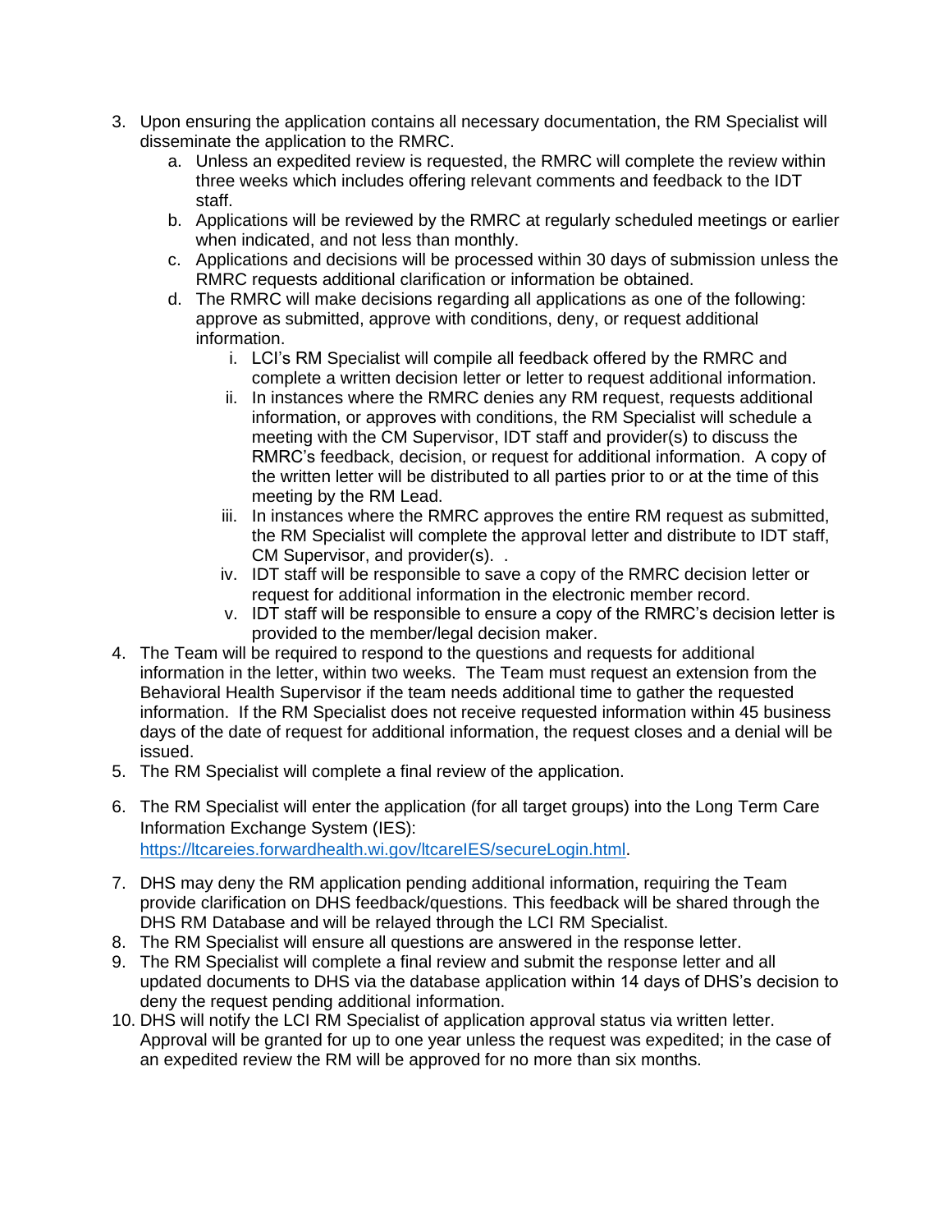3. Upon ensuring the application contains all necessary documentation, the RM Specialist will disseminate the application to the RMRC.
    a. Unless an expedited review is requested, the RMRC will complete the review within three weeks which includes offering relevant comments and feedback to the IDT staff.
    b. Applications will be reviewed by the RMRC at regularly scheduled meetings or earlier when indicated, and not less than monthly.
    c. Applications and decisions will be processed within 30 days of submission unless the RMRC requests additional clarification or information be obtained.
    d. The RMRC will make decisions regarding all applications as one of the following: approve as submitted, approve with conditions, deny, or request additional information.
        i. LCI's RM Specialist will compile all feedback offered by the RMRC and complete a written decision letter or letter to request additional information.
        ii. In instances where the RMRC denies any RM request, requests additional information, or approves with conditions, the RM Specialist will schedule a meeting with the CM Supervisor, IDT staff and provider(s) to discuss the RMRC's feedback, decision, or request for additional information. A copy of the written letter will be distributed to all parties prior to or at the time of this meeting by the RM Lead.
        iii. In instances where the RMRC approves the entire RM request as submitted, the RM Specialist will complete the approval letter and distribute to IDT staff, CM Supervisor, and provider(s). .
        iv. IDT staff will be responsible to save a copy of the RMRC decision letter or request for additional information in the electronic member record.
        v. IDT staff will be responsible to ensure a copy of the RMRC's decision letter is provided to the member/legal decision maker.
4. The Team will be required to respond to the questions and requests for additional information in the letter, within two weeks. The Team must request an extension from the Behavioral Health Supervisor if the team needs additional time to gather the requested information. If the RM Specialist does not receive requested information within 45 business days of the date of request for additional information, the request closes and a denial will be issued.
5. The RM Specialist will complete a final review of the application.
6. The RM Specialist will enter the application (for all target groups) into the Long Term Care Information Exchange System (IES): https://ltcareies.forwardhealth.wi.gov/ltcareIES/secureLogin.html.
7. DHS may deny the RM application pending additional information, requiring the Team provide clarification on DHS feedback/questions. This feedback will be shared through the DHS RM Database and will be relayed through the LCI RM Specialist.
8. The RM Specialist will ensure all questions are answered in the response letter.
9. The RM Specialist will complete a final review and submit the response letter and all updated documents to DHS via the database application within 14 days of DHS's decision to deny the request pending additional information.
10. DHS will notify the LCI RM Specialist of application approval status via written letter. Approval will be granted for up to one year unless the request was expedited; in the case of an expedited review the RM will be approved for no more than six months.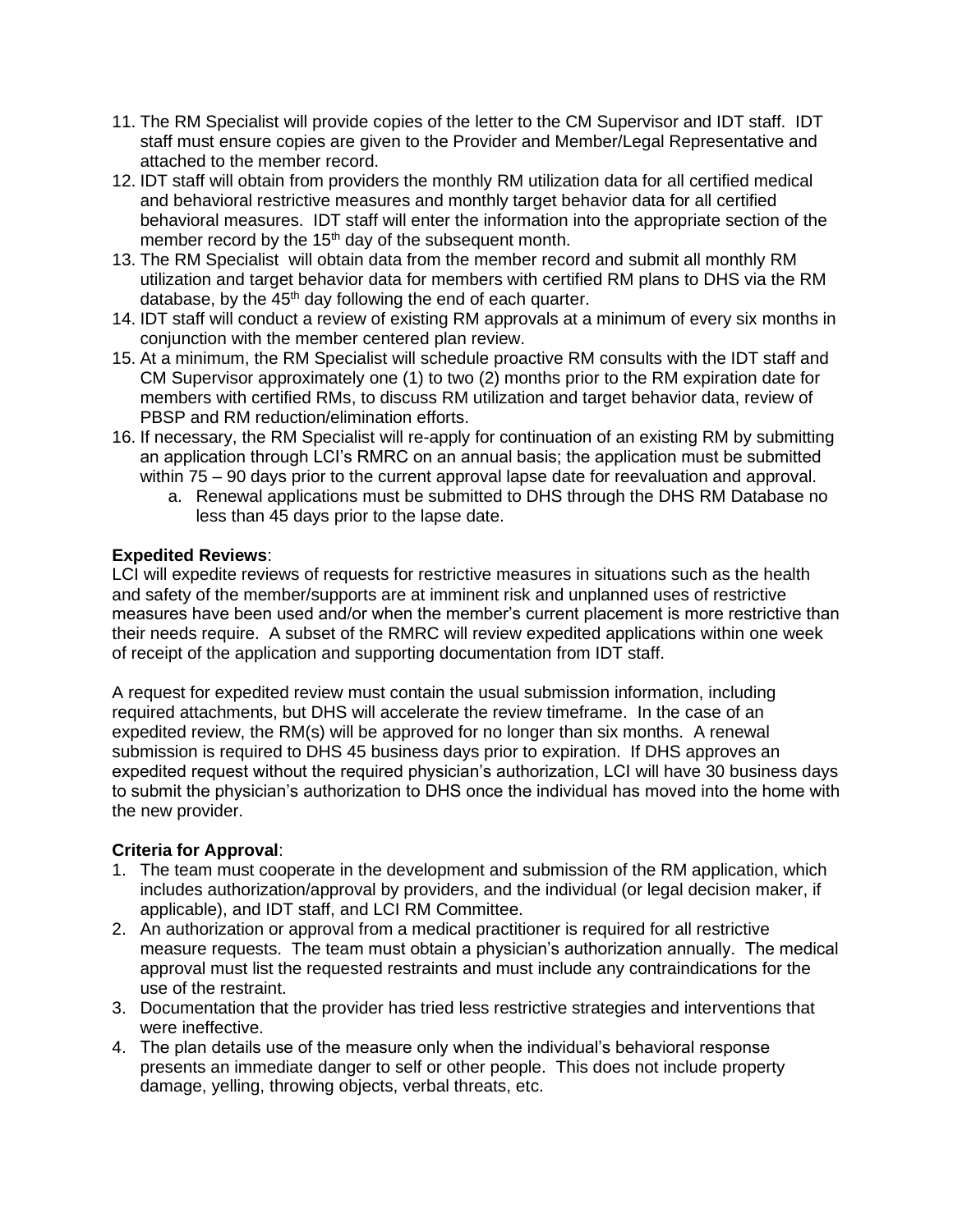11. The RM Specialist will provide copies of the letter to the CM Supervisor and IDT staff. IDT staff must ensure copies are given to the Provider and Member/Legal Representative and attached to the member record.
12. IDT staff will obtain from providers the monthly RM utilization data for all certified medical and behavioral restrictive measures and monthly target behavior data for all certified behavioral measures. IDT staff will enter the information into the appropriate section of the member record by the 15th day of the subsequent month.
13. The RM Specialist will obtain data from the member record and submit all monthly RM utilization and target behavior data for members with certified RM plans to DHS via the RM database, by the 45th day following the end of each quarter.
14. IDT staff will conduct a review of existing RM approvals at a minimum of every six months in conjunction with the member centered plan review.
15. At a minimum, the RM Specialist will schedule proactive RM consults with the IDT staff and CM Supervisor approximately one (1) to two (2) months prior to the RM expiration date for members with certified RMs, to discuss RM utilization and target behavior data, review of PBSP and RM reduction/elimination efforts.
16. If necessary, the RM Specialist will re-apply for continuation of an existing RM by submitting an application through LCI's RMRC on an annual basis; the application must be submitted within 75 – 90 days prior to the current approval lapse date for reevaluation and approval.
    a. Renewal applications must be submitted to DHS through the DHS RM Database no less than 45 days prior to the lapse date.

**Expedited Reviews**:

LCI will expedite reviews of requests for restrictive measures in situations such as the health and safety of the member/supports are at imminent risk and unplanned uses of restrictive measures have been used and/or when the member's current placement is more restrictive than their needs require. A subset of the RMRC will review expedited applications within one week of receipt of the application and supporting documentation from IDT staff.

A request for expedited review must contain the usual submission information, including required attachments, but DHS will accelerate the review timeframe. In the case of an expedited review, the RM(s) will be approved for no longer than six months. A renewal submission is required to DHS 45 business days prior to expiration. If DHS approves an expedited request without the required physician's authorization, LCI will have 30 business days to submit the physician's authorization to DHS once the individual has moved into the home with the new provider.

**Criteria for Approval**:

1. The team must cooperate in the development and submission of the RM application, which includes authorization/approval by providers, and the individual (or legal decision maker, if applicable), and IDT staff, and LCI RM Committee.
2. An authorization or approval from a medical practitioner is required for all restrictive measure requests. The team must obtain a physician's authorization annually. The medical approval must list the requested restraints and must include any contraindications for the use of the restraint.
3. Documentation that the provider has tried less restrictive strategies and interventions that were ineffective.
4. The plan details use of the measure only when the individual's behavioral response presents an immediate danger to self or other people. This does not include property damage, yelling, throwing objects, verbal threats, etc.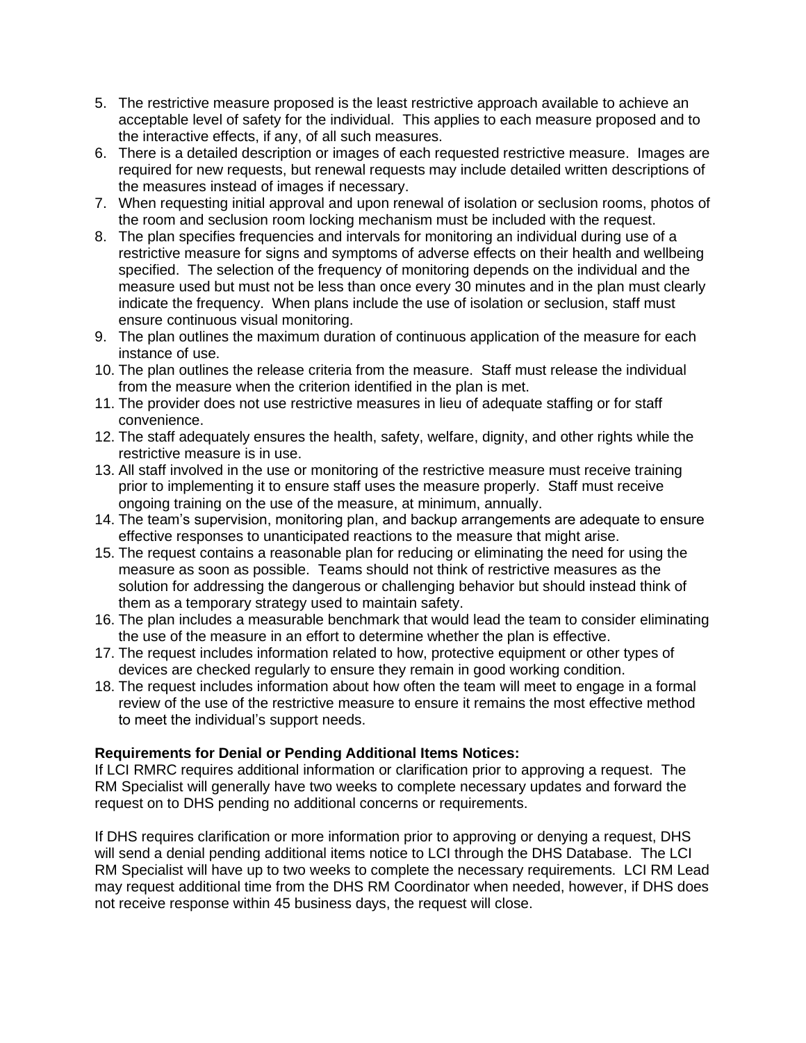5. The restrictive measure proposed is the least restrictive approach available to achieve an acceptable level of safety for the individual. This applies to each measure proposed and to the interactive effects, if any, of all such measures.
6. There is a detailed description or images of each requested restrictive measure. Images are required for new requests, but renewal requests may include detailed written descriptions of the measures instead of images if necessary.
7. When requesting initial approval and upon renewal of isolation or seclusion rooms, photos of the room and seclusion room locking mechanism must be included with the request.
8. The plan specifies frequencies and intervals for monitoring an individual during use of a restrictive measure for signs and symptoms of adverse effects on their health and wellbeing specified. The selection of the frequency of monitoring depends on the individual and the measure used but must not be less than once every 30 minutes and in the plan must clearly indicate the frequency. When plans include the use of isolation or seclusion, staff must ensure continuous visual monitoring.
9. The plan outlines the maximum duration of continuous application of the measure for each instance of use.
10. The plan outlines the release criteria from the measure. Staff must release the individual from the measure when the criterion identified in the plan is met.
11. The provider does not use restrictive measures in lieu of adequate staffing or for staff convenience.
12. The staff adequately ensures the health, safety, welfare, dignity, and other rights while the restrictive measure is in use.
13. All staff involved in the use or monitoring of the restrictive measure must receive training prior to implementing it to ensure staff uses the measure properly. Staff must receive ongoing training on the use of the measure, at minimum, annually.
14. The team's supervision, monitoring plan, and backup arrangements are adequate to ensure effective responses to unanticipated reactions to the measure that might arise.
15. The request contains a reasonable plan for reducing or eliminating the need for using the measure as soon as possible. Teams should not think of restrictive measures as the solution for addressing the dangerous or challenging behavior but should instead think of them as a temporary strategy used to maintain safety.
16. The plan includes a measurable benchmark that would lead the team to consider eliminating the use of the measure in an effort to determine whether the plan is effective.
17. The request includes information related to how, protective equipment or other types of devices are checked regularly to ensure they remain in good working condition.
18. The request includes information about how often the team will meet to engage in a formal review of the use of the restrictive measure to ensure it remains the most effective method to meet the individual's support needs.

**Requirements for Denial or Pending Additional Items Notices:**
If LCI RMRC requires additional information or clarification prior to approving a request. The RM Specialist will generally have two weeks to complete necessary updates and forward the request on to DHS pending no additional concerns or requirements.

If DHS requires clarification or more information prior to approving or denying a request, DHS will send a denial pending additional items notice to LCI through the DHS Database. The LCI RM Specialist will have up to two weeks to complete the necessary requirements. LCI RM Lead may request additional time from the DHS RM Coordinator when needed, however, if DHS does not receive response within 45 business days, the request will close.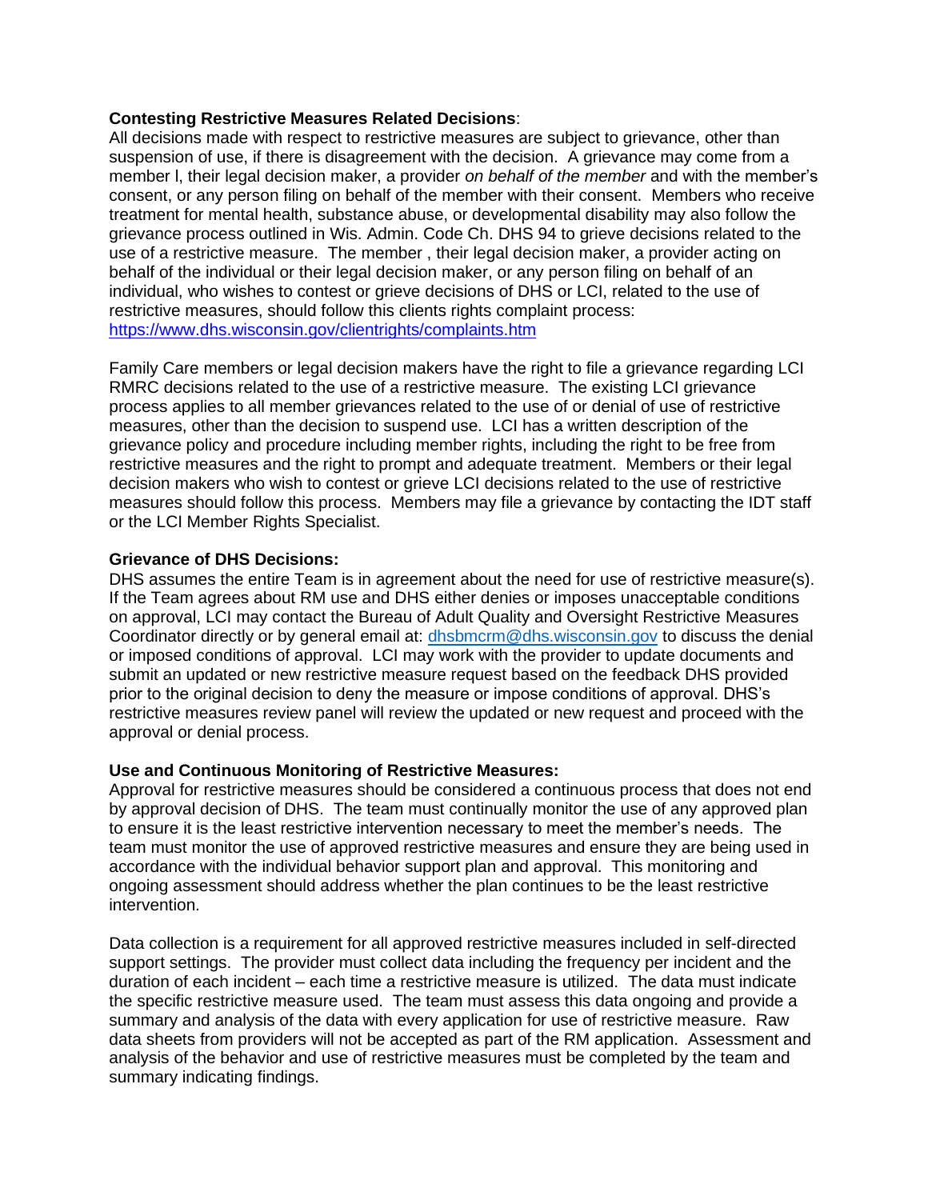**Contesting Restrictive Measures Related Decisions**:
All decisions made with respect to restrictive measures are subject to grievance, other than suspension of use, if there is disagreement with the decision. A grievance may come from a member l, their legal decision maker, a provider *on behalf of the member* and with the member's consent, or any person filing on behalf of the member with their consent. Members who receive treatment for mental health, substance abuse, or developmental disability may also follow the grievance process outlined in Wis. Admin. Code Ch. DHS 94 to grieve decisions related to the use of a restrictive measure. The member , their legal decision maker, a provider acting on behalf of the individual or their legal decision maker, or any person filing on behalf of an individual, who wishes to contest or grieve decisions of DHS or LCI, related to the use of restrictive measures, should follow this clients rights complaint process: https://www.dhs.wisconsin.gov/clientrights/complaints.htm

Family Care members or legal decision makers have the right to file a grievance regarding LCI RMRC decisions related to the use of a restrictive measure. The existing LCI grievance process applies to all member grievances related to the use of or denial of use of restrictive measures, other than the decision to suspend use. LCI has a written description of the grievance policy and procedure including member rights, including the right to be free from restrictive measures and the right to prompt and adequate treatment. Members or their legal decision makers who wish to contest or grieve LCI decisions related to the use of restrictive measures should follow this process. Members may file a grievance by contacting the IDT staff or the LCI Member Rights Specialist.

**Grievance of DHS Decisions:**
DHS assumes the entire Team is in agreement about the need for use of restrictive measure(s). If the Team agrees about RM use and DHS either denies or imposes unacceptable conditions on approval, LCI may contact the Bureau of Adult Quality and Oversight Restrictive Measures Coordinator directly or by general email at: dhsbmcrm@dhs.wisconsin.gov to discuss the denial or imposed conditions of approval. LCI may work with the provider to update documents and submit an updated or new restrictive measure request based on the feedback DHS provided prior to the original decision to deny the measure or impose conditions of approval. DHS's restrictive measures review panel will review the updated or new request and proceed with the approval or denial process.

**Use and Continuous Monitoring of Restrictive Measures:**
Approval for restrictive measures should be considered a continuous process that does not end by approval decision of DHS. The team must continually monitor the use of any approved plan to ensure it is the least restrictive intervention necessary to meet the member's needs. The team must monitor the use of approved restrictive measures and ensure they are being used in accordance with the individual behavior support plan and approval. This monitoring and ongoing assessment should address whether the plan continues to be the least restrictive intervention.

Data collection is a requirement for all approved restrictive measures included in self-directed support settings. The provider must collect data including the frequency per incident and the duration of each incident – each time a restrictive measure is utilized. The data must indicate the specific restrictive measure used. The team must assess this data ongoing and provide a summary and analysis of the data with every application for use of restrictive measure. Raw data sheets from providers will not be accepted as part of the RM application. Assessment and analysis of the behavior and use of restrictive measures must be completed by the team and summary indicating findings.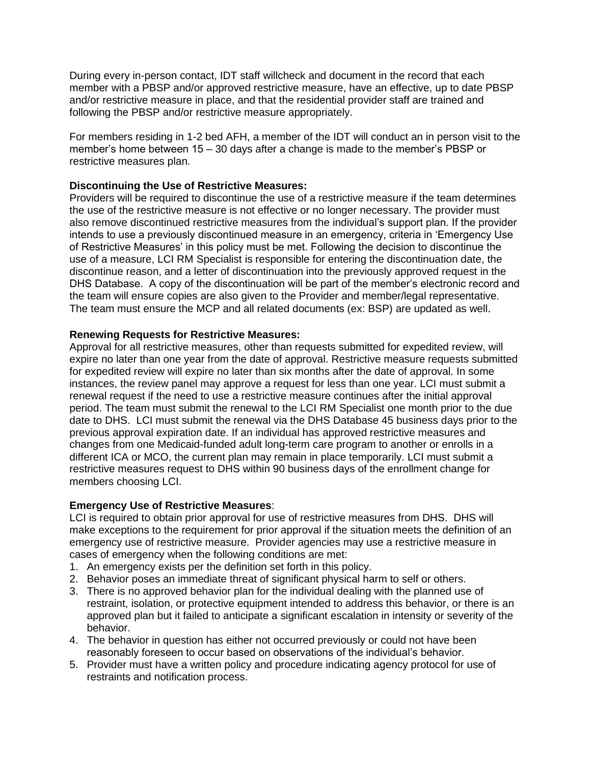During every in-person contact, IDT staff willcheck and document in the record that each member with a PBSP and/or approved restrictive measure, have an effective, up to date PBSP and/or restrictive measure in place, and that the residential provider staff are trained and following the PBSP and/or restrictive measure appropriately.

For members residing in 1-2 bed AFH, a member of the IDT will conduct an in person visit to the member's home between 15 – 30 days after a change is made to the member's PBSP or restrictive measures plan.

**Discontinuing the Use of Restrictive Measures:**
Providers will be required to discontinue the use of a restrictive measure if the team determines the use of the restrictive measure is not effective or no longer necessary. The provider must also remove discontinued restrictive measures from the individual's support plan. If the provider intends to use a previously discontinued measure in an emergency, criteria in 'Emergency Use of Restrictive Measures' in this policy must be met. Following the decision to discontinue the use of a measure, LCI RM Specialist is responsible for entering the discontinuation date, the discontinue reason, and a letter of discontinuation into the previously approved request in the DHS Database. A copy of the discontinuation will be part of the member's electronic record and the team will ensure copies are also given to the Provider and member/legal representative. The team must ensure the MCP and all related documents (ex: BSP) are updated as well.

**Renewing Requests for Restrictive Measures:**
Approval for all restrictive measures, other than requests submitted for expedited review, will expire no later than one year from the date of approval. Restrictive measure requests submitted for expedited review will expire no later than six months after the date of approval. In some instances, the review panel may approve a request for less than one year. LCI must submit a renewal request if the need to use a restrictive measure continues after the initial approval period. The team must submit the renewal to the LCI RM Specialist one month prior to the due date to DHS. LCI must submit the renewal via the DHS Database 45 business days prior to the previous approval expiration date. If an individual has approved restrictive measures and changes from one Medicaid-funded adult long-term care program to another or enrolls in a different ICA or MCO, the current plan may remain in place temporarily. LCI must submit a restrictive measures request to DHS within 90 business days of the enrollment change for members choosing LCI.

**Emergency Use of Restrictive Measures**:
LCI is required to obtain prior approval for use of restrictive measures from DHS. DHS will make exceptions to the requirement for prior approval if the situation meets the definition of an emergency use of restrictive measure. Provider agencies may use a restrictive measure in cases of emergency when the following conditions are met:

1. An emergency exists per the definition set forth in this policy.
2. Behavior poses an immediate threat of significant physical harm to self or others.
3. There is no approved behavior plan for the individual dealing with the planned use of restraint, isolation, or protective equipment intended to address this behavior, or there is an approved plan but it failed to anticipate a significant escalation in intensity or severity of the behavior.
4. The behavior in question has either not occurred previously or could not have been reasonably foreseen to occur based on observations of the individual's behavior.
5. Provider must have a written policy and procedure indicating agency protocol for use of restraints and notification process.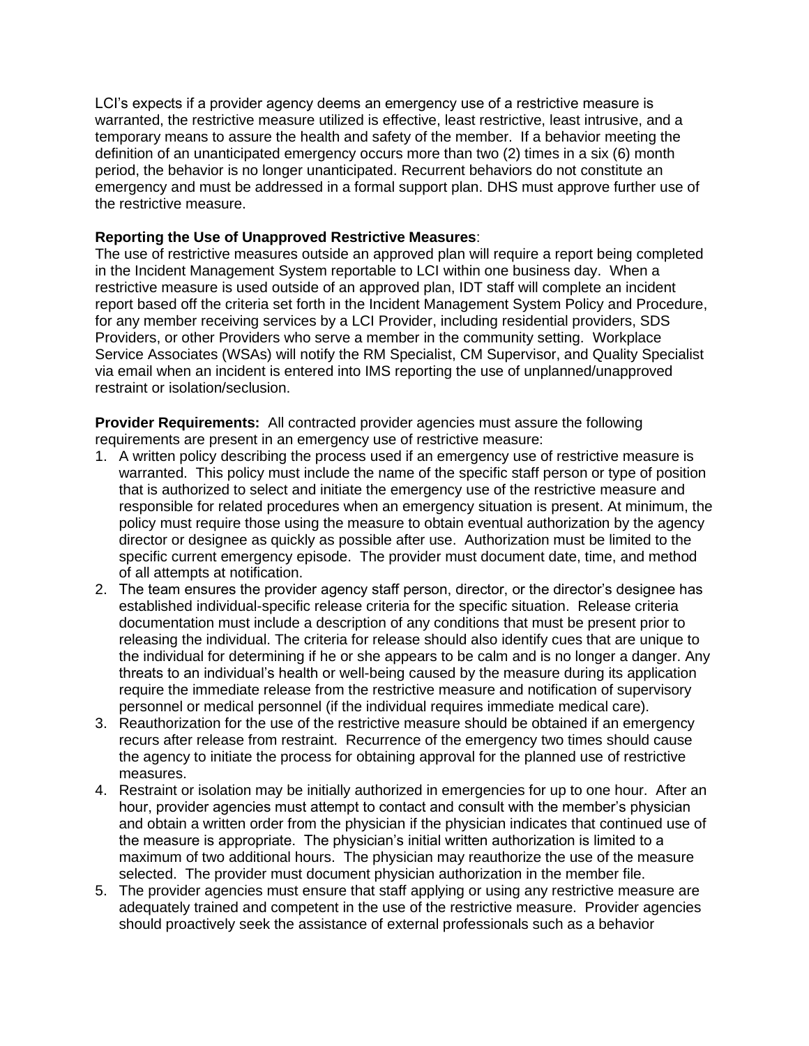LCI's expects if a provider agency deems an emergency use of a restrictive measure is warranted, the restrictive measure utilized is effective, least restrictive, least intrusive, and a temporary means to assure the health and safety of the member. If a behavior meeting the definition of an unanticipated emergency occurs more than two (2) times in a six (6) month period, the behavior is no longer unanticipated. Recurrent behaviors do not constitute an emergency and must be addressed in a formal support plan. DHS must approve further use of the restrictive measure.

**Reporting the Use of Unapproved Restrictive Measures**:
The use of restrictive measures outside an approved plan will require a report being completed in the Incident Management System reportable to LCI within one business day. When a restrictive measure is used outside of an approved plan, IDT staff will complete an incident report based off the criteria set forth in the Incident Management System Policy and Procedure, for any member receiving services by a LCI Provider, including residential providers, SDS Providers, or other Providers who serve a member in the community setting. Workplace Service Associates (WSAs) will notify the RM Specialist, CM Supervisor, and Quality Specialist via email when an incident is entered into IMS reporting the use of unplanned/unapproved restraint or isolation/seclusion.

**Provider Requirements:** All contracted provider agencies must assure the following requirements are present in an emergency use of restrictive measure:

1. A written policy describing the process used if an emergency use of restrictive measure is warranted. This policy must include the name of the specific staff person or type of position that is authorized to select and initiate the emergency use of the restrictive measure and responsible for related procedures when an emergency situation is present. At minimum, the policy must require those using the measure to obtain eventual authorization by the agency director or designee as quickly as possible after use. Authorization must be limited to the specific current emergency episode. The provider must document date, time, and method of all attempts at notification.
2. The team ensures the provider agency staff person, director, or the director's designee has established individual-specific release criteria for the specific situation. Release criteria documentation must include a description of any conditions that must be present prior to releasing the individual. The criteria for release should also identify cues that are unique to the individual for determining if he or she appears to be calm and is no longer a danger. Any threats to an individual's health or well-being caused by the measure during its application require the immediate release from the restrictive measure and notification of supervisory personnel or medical personnel (if the individual requires immediate medical care).
3. Reauthorization for the use of the restrictive measure should be obtained if an emergency recurs after release from restraint. Recurrence of the emergency two times should cause the agency to initiate the process for obtaining approval for the planned use of restrictive measures.
4. Restraint or isolation may be initially authorized in emergencies for up to one hour. After an hour, provider agencies must attempt to contact and consult with the member's physician and obtain a written order from the physician if the physician indicates that continued use of the measure is appropriate. The physician's initial written authorization is limited to a maximum of two additional hours. The physician may reauthorize the use of the measure selected. The provider must document physician authorization in the member file.
5. The provider agencies must ensure that staff applying or using any restrictive measure are adequately trained and competent in the use of the restrictive measure. Provider agencies should proactively seek the assistance of external professionals such as a behavior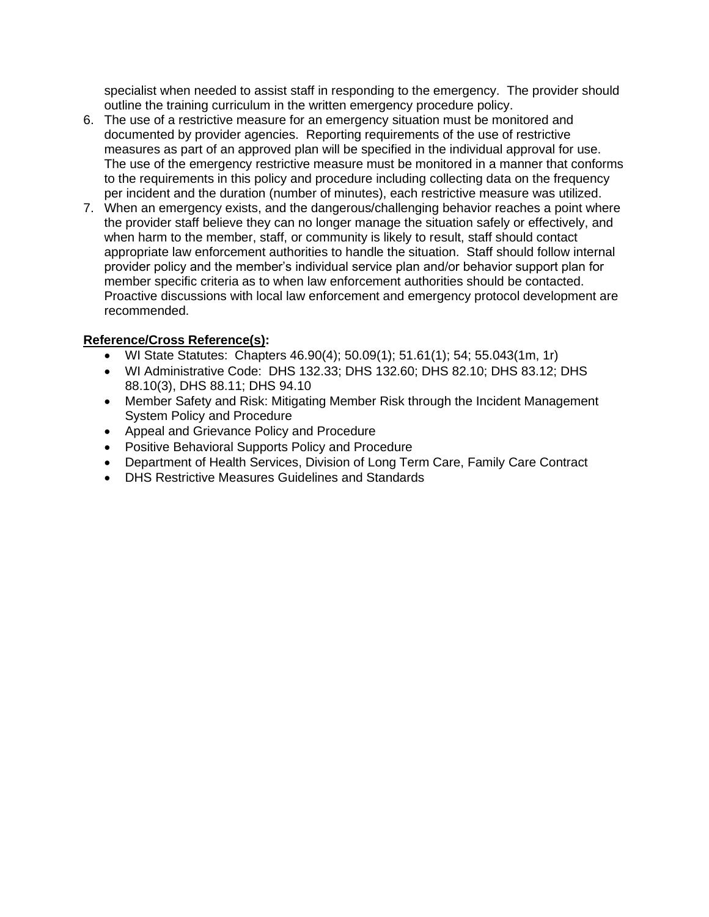specialist when needed to assist staff in responding to the emergency. The provider should outline the training curriculum in the written emergency procedure policy.

6. The use of a restrictive measure for an emergency situation must be monitored and documented by provider agencies. Reporting requirements of the use of restrictive measures as part of an approved plan will be specified in the individual approval for use. The use of the emergency restrictive measure must be monitored in a manner that conforms to the requirements in this policy and procedure including collecting data on the frequency per incident and the duration (number of minutes), each restrictive measure was utilized.
7. When an emergency exists, and the dangerous/challenging behavior reaches a point where the provider staff believe they can no longer manage the situation safely or effectively, and when harm to the member, staff, or community is likely to result, staff should contact appropriate law enforcement authorities to handle the situation. Staff should follow internal provider policy and the member's individual service plan and/or behavior support plan for member specific criteria as to when law enforcement authorities should be contacted. Proactive discussions with local law enforcement and emergency protocol development are recommended.

**Reference/Cross Reference(s):**

- WI State Statutes: Chapters 46.90(4); 50.09(1); 51.61(1); 54; 55.043(1m, 1r)
- WI Administrative Code: DHS 132.33; DHS 132.60; DHS 82.10; DHS 83.12; DHS 88.10(3), DHS 88.11; DHS 94.10
- Member Safety and Risk: Mitigating Member Risk through the Incident Management System Policy and Procedure
- Appeal and Grievance Policy and Procedure
- Positive Behavioral Supports Policy and Procedure
- Department of Health Services, Division of Long Term Care, Family Care Contract
- DHS Restrictive Measures Guidelines and Standards